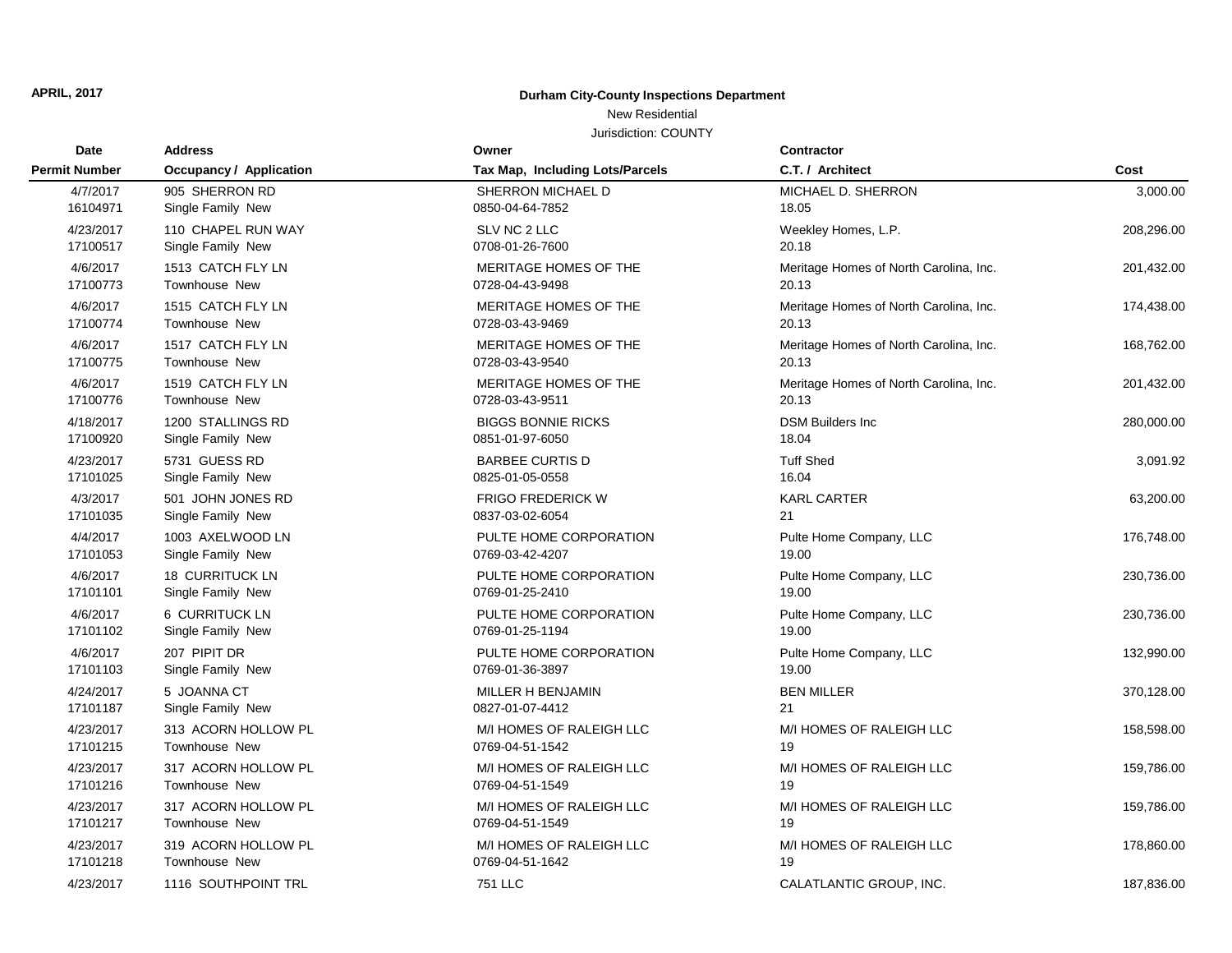**APRIL, 2017**

## Durham City-County Inspections Department

New Residential

Jurisdiction: COUNTY

| Date<br>Permit Number | Address<br>Occupancy / Application | Owner<br>Tax Map, Including Lots/Parcels | Contractor<br>C.T. / Architect | Cost |
|---|---|---|---|---|
| 4/7/2017<br>16104971 | 905 SHERRON RD<br>Single Family New | SHERRON MICHAEL D<br>0850-04-64-7852 | MICHAEL D. SHERRON<br>18.05 | 3,000.00 |
| 4/23/2017<br>17100517 | 110 CHAPEL RUN WAY<br>Single Family New | SLV NC 2 LLC<br>0708-01-26-7600 | Weekley Homes, L.P.<br>20.18 | 208,296.00 |
| 4/6/2017<br>17100773 | 1513 CATCH FLY LN<br>Townhouse New | MERITAGE HOMES OF THE<br>0728-04-43-9498 | Meritage Homes of North Carolina, Inc.<br>20.13 | 201,432.00 |
| 4/6/2017<br>17100774 | 1515 CATCH FLY LN<br>Townhouse New | MERITAGE HOMES OF THE<br>0728-03-43-9469 | Meritage Homes of North Carolina, Inc.<br>20.13 | 174,438.00 |
| 4/6/2017<br>17100775 | 1517 CATCH FLY LN<br>Townhouse New | MERITAGE HOMES OF THE<br>0728-03-43-9540 | Meritage Homes of North Carolina, Inc.<br>20.13 | 168,762.00 |
| 4/6/2017<br>17100776 | 1519 CATCH FLY LN<br>Townhouse New | MERITAGE HOMES OF THE<br>0728-03-43-9511 | Meritage Homes of North Carolina, Inc.<br>20.13 | 201,432.00 |
| 4/18/2017<br>17100920 | 1200 STALLINGS RD<br>Single Family New | BIGGS BONNIE RICKS<br>0851-01-97-6050 | DSM Builders Inc<br>18.04 | 280,000.00 |
| 4/23/2017<br>17101025 | 5731 GUESS RD<br>Single Family New | BARBEE CURTIS D<br>0825-01-05-0558 | Tuff Shed<br>16.04 | 3,091.92 |
| 4/3/2017<br>17101035 | 501 JOHN JONES RD<br>Single Family New | FRIGO FREDERICK W<br>0837-03-02-6054 | KARL CARTER<br>21 | 63,200.00 |
| 4/4/2017<br>17101053 | 1003 AXELWOOD LN<br>Single Family New | PULTE HOME CORPORATION<br>0769-03-42-4207 | Pulte Home Company, LLC<br>19.00 | 176,748.00 |
| 4/6/2017<br>17101101 | 18 CURRITUCK LN<br>Single Family New | PULTE HOME CORPORATION<br>0769-01-25-2410 | Pulte Home Company, LLC<br>19.00 | 230,736.00 |
| 4/6/2017<br>17101102 | 6 CURRITUCK LN<br>Single Family New | PULTE HOME CORPORATION<br>0769-01-25-1194 | Pulte Home Company, LLC<br>19.00 | 230,736.00 |
| 4/6/2017<br>17101103 | 207 PIPIT DR<br>Single Family New | PULTE HOME CORPORATION<br>0769-01-36-3897 | Pulte Home Company, LLC<br>19.00 | 132,990.00 |
| 4/24/2017<br>17101187 | 5 JOANNA CT<br>Single Family New | MILLER H BENJAMIN<br>0827-01-07-4412 | BEN MILLER<br>21 | 370,128.00 |
| 4/23/2017<br>17101215 | 313 ACORN HOLLOW PL<br>Townhouse New | M/I HOMES OF RALEIGH LLC<br>0769-04-51-1542 | M/I HOMES OF RALEIGH LLC<br>19 | 158,598.00 |
| 4/23/2017<br>17101216 | 317 ACORN HOLLOW PL<br>Townhouse New | M/I HOMES OF RALEIGH LLC<br>0769-04-51-1549 | M/I HOMES OF RALEIGH LLC<br>19 | 159,786.00 |
| 4/23/2017<br>17101217 | 317 ACORN HOLLOW PL<br>Townhouse New | M/I HOMES OF RALEIGH LLC<br>0769-04-51-1549 | M/I HOMES OF RALEIGH LLC<br>19 | 159,786.00 |
| 4/23/2017<br>17101218 | 319 ACORN HOLLOW PL<br>Townhouse New | M/I HOMES OF RALEIGH LLC<br>0769-04-51-1642 | M/I HOMES OF RALEIGH LLC<br>19 | 178,860.00 |
| 4/23/2017 | 1116 SOUTHPOINT TRL | 751 LLC | CALATLANTIC GROUP, INC. | 187,836.00 |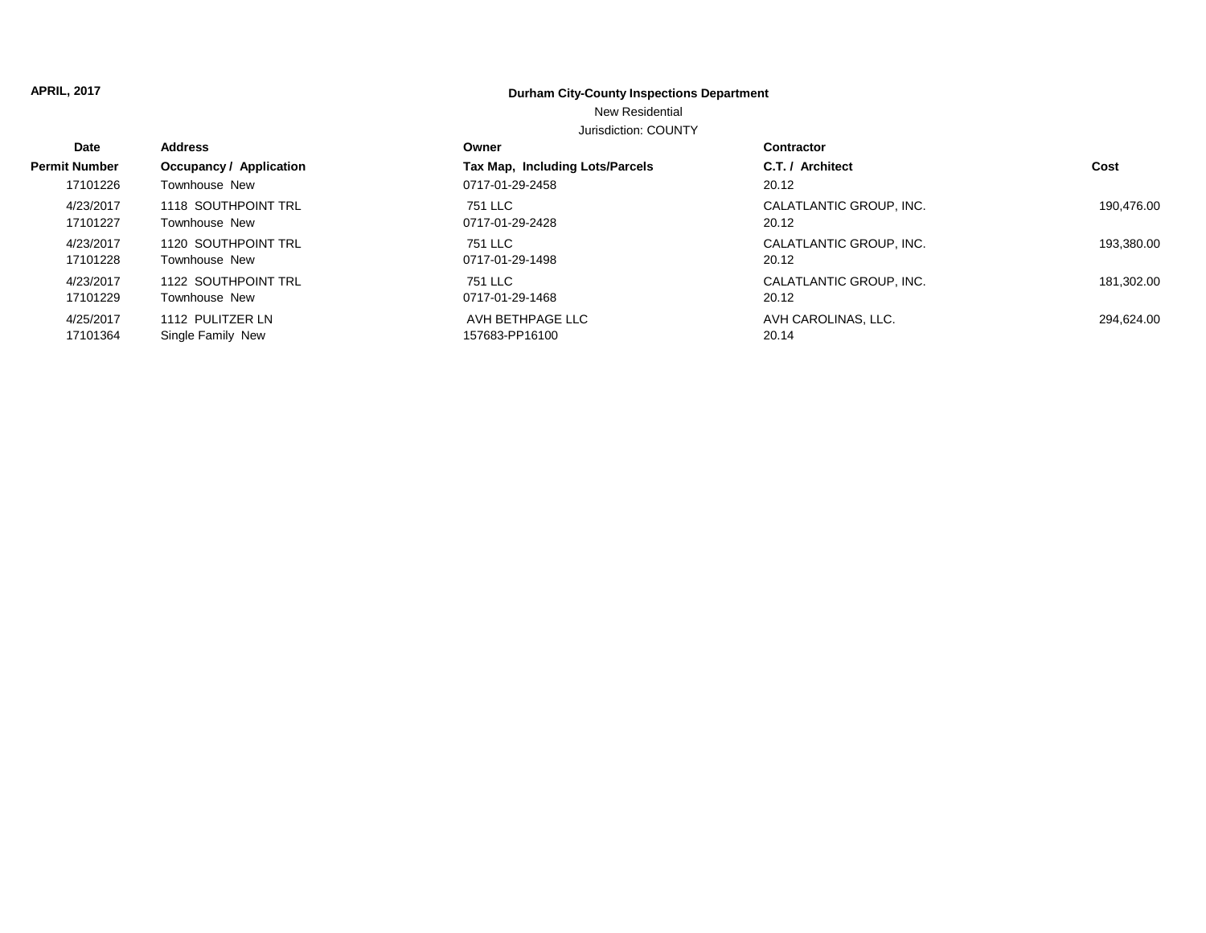**APRIL, 2017**

**Durham City-County Inspections Department**

New Residential

Jurisdiction: COUNTY

| Date | Address | Owner | Contractor | |
|---|---|---|---|---|
| **Permit Number** | **Occupancy / Application** | **Tax Map, Including Lots/Parcels** | **C.T. / Architect** | **Cost** |
| 17101226 | Townhouse New | 0717-01-29-2458 | 20.12 | |
| 4/23/2017 | 1118 SOUTHPOINT TRL | 751 LLC | CALATLANTIC GROUP, INC. | 190,476.00 |
| 17101227 | Townhouse New | 0717-01-29-2428 | 20.12 | |
| 4/23/2017 | 1120 SOUTHPOINT TRL | 751 LLC | CALATLANTIC GROUP, INC. | 193,380.00 |
| 17101228 | Townhouse New | 0717-01-29-1498 | 20.12 | |
| 4/23/2017 | 1122 SOUTHPOINT TRL | 751 LLC | CALATLANTIC GROUP, INC. | 181,302.00 |
| 17101229 | Townhouse New | 0717-01-29-1468 | 20.12 | |
| 4/25/2017 | 1112 PULITZER LN | AVH BETHPAGE LLC | AVH CAROLINAS, LLC. | 294,624.00 |
| 17101364 | Single Family New | 157683-PP16100 | 20.14 | |